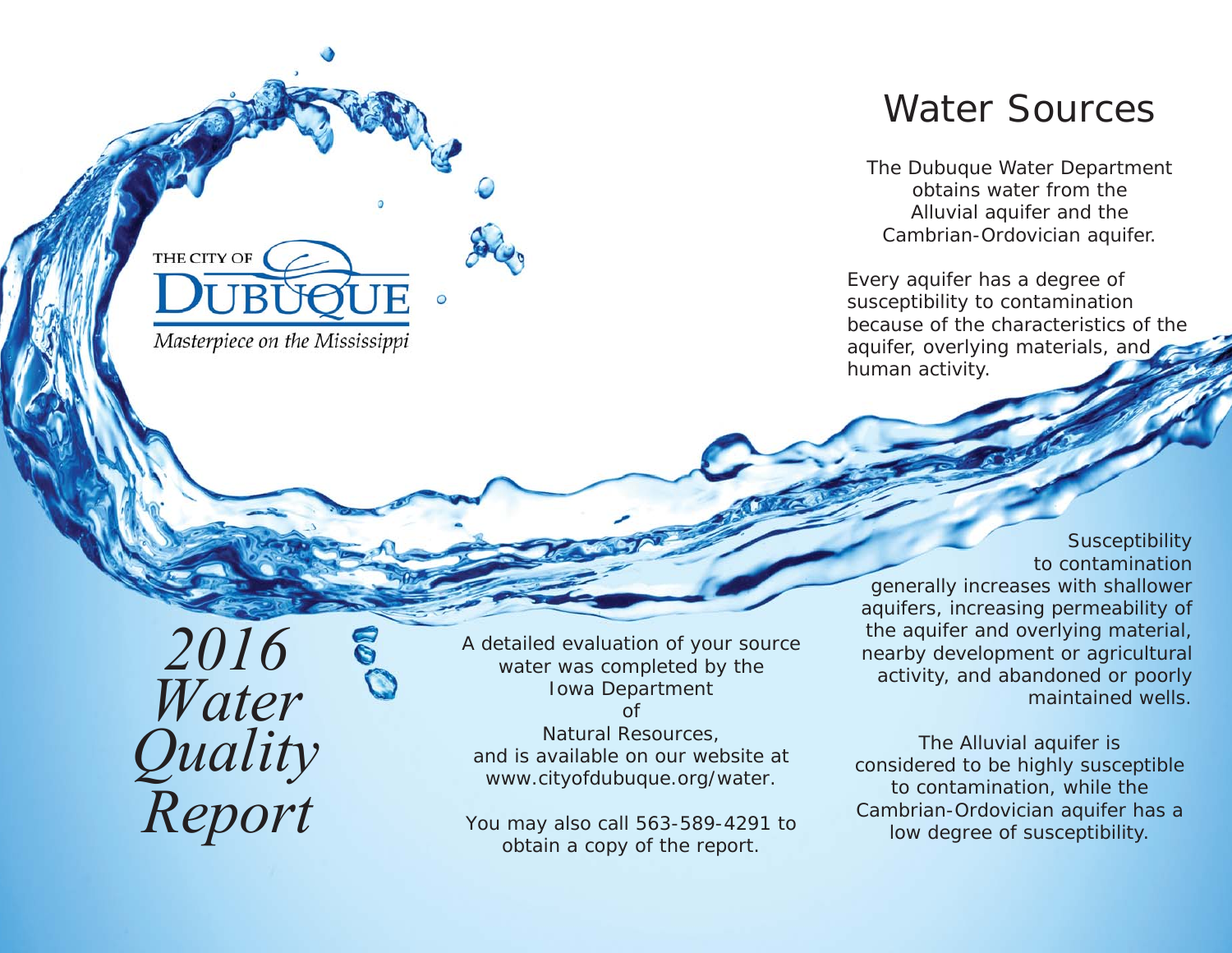THE CITY OF DUBUQUE

*Masterpiece on the Mississippi*

# *2016 Water Quality Report*

A detailed evaluation of your source water was completed by the Iowa Department of Natural Resources, and is available on our website at www.cityofdubuque.org/water.

You may also call 563-589-4291 to obtain a copy of the report.

## Water Sources

The Dubuque Water Department obtains water from the Alluvial aquifer and the Cambrian-Ordovician aquifer.

Every aquifer has a degree of susceptibility to contamination because of the characteristics of the aquifer, overlying materials, and human activity.

Susceptibility to contamination generally increases with shallower aquifers, increasing permeability of the aquifer and overlying material, nearby development or agricultural activity, and abandoned or poorly maintained wells.

The Alluvial aquifer is considered to be highly susceptible to contamination, while the Cambrian-Ordovician aquifer has a low degree of susceptibility.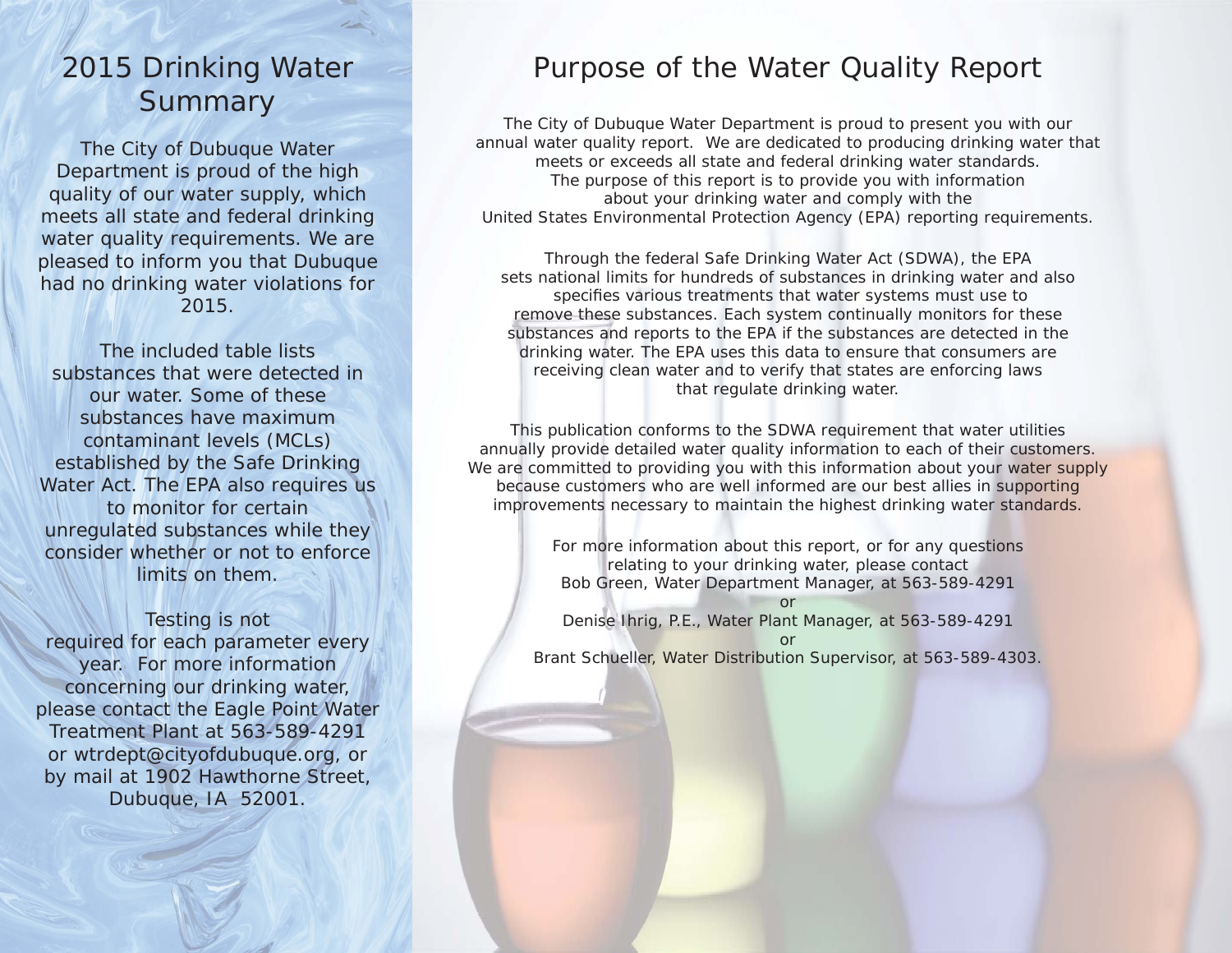# 2015 Drinking Water Summary

The City of Dubuque Water Department is proud of the high quality of our water supply, which meets all state and federal drinking water quality requirements. We are pleased to inform you that Dubuque had no drinking water violations for 2015.

The included table lists substances that were detected in our water. Some of these substances have maximum contaminant levels (MCLs) established by the Safe Drinking Water Act. The EPA also requires us to monitor for certain unregulated substances while they consider whether or not to enforce limits on them.

Testing is not required for each parameter every year. For more information concerning our drinking water, please contact the Eagle Point Water Treatment Plant at 563-589-4291 or wtrdept@cityofdubuque.org, or by mail at 1902 Hawthorne Street, Dubuque, IA 52001.

# Purpose of the Water Quality Report

The City of Dubuque Water Department is proud to present you with our annual water quality report. We are dedicated to producing drinking water that meets or exceeds all state and federal drinking water standards. The purpose of this report is to provide you with information about your drinking water and comply with the United States Environmental Protection Agency (EPA) reporting requirements.

Through the federal Safe Drinking Water Act (SDWA), the EPA sets national limits for hundreds of substances in drinking water and also specifies various treatments that water systems must use to remove these substances. Each system continually monitors for these substances and reports to the EPA if the substances are detected in the drinking water. The EPA uses this data to ensure that consumers are receiving clean water and to verify that states are enforcing laws that regulate drinking water.

This publication conforms to the SDWA requirement that water utilities annually provide detailed water quality information to each of their customers. We are committed to providing you with this information about your water supply because customers who are well informed are our best allies in supporting improvements necessary to maintain the highest drinking water standards.

For more information about this report, or for any questions relating to your drinking water, please contact
Bob Green, Water Department Manager, at 563-589-4291
or
Denise Ihrig, P.E., Water Plant Manager, at 563-589-4291
or
Brant Schueller, Water Distribution Supervisor, at 563-589-4303.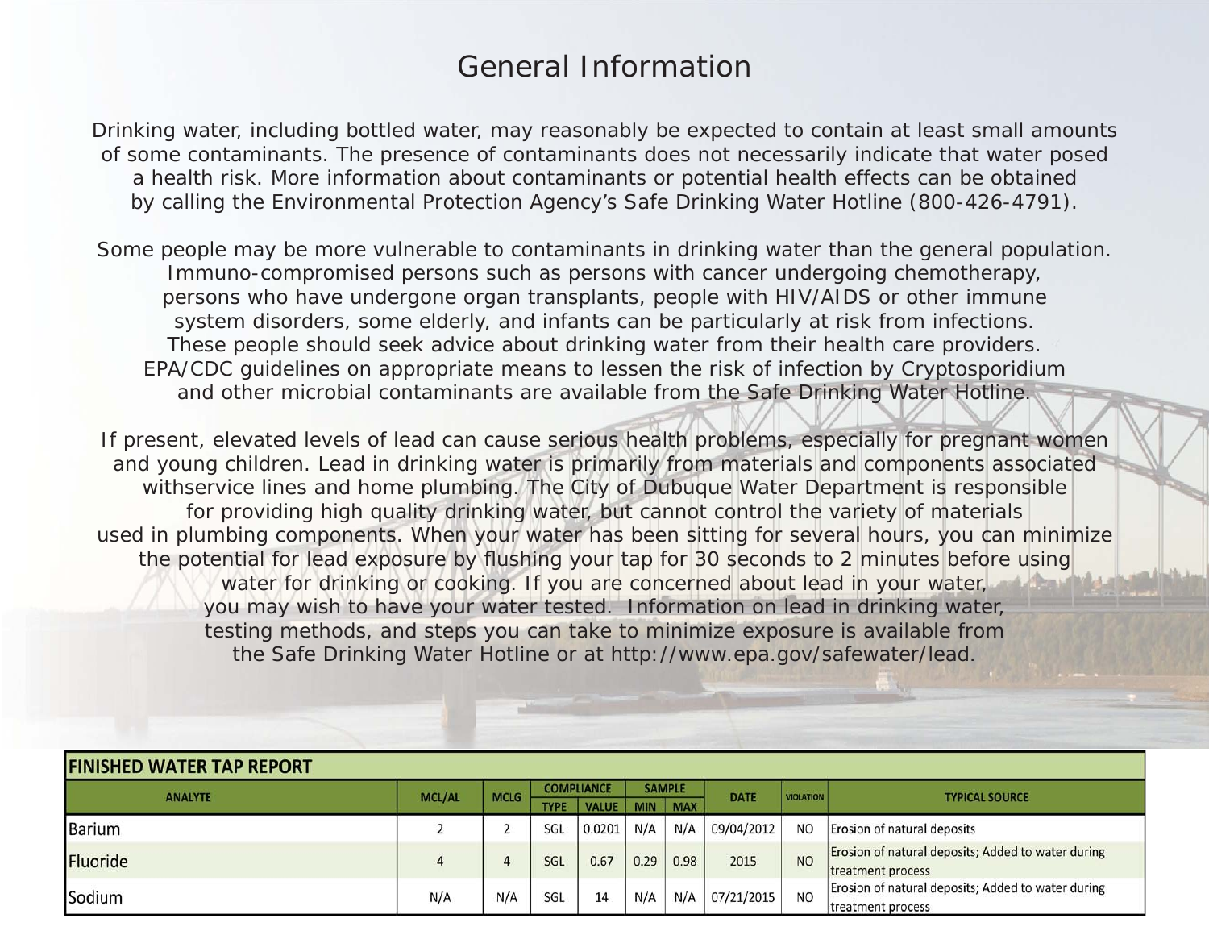# General Information

Drinking water, including bottled water, may reasonably be expected to contain at least small amounts of some contaminants. The presence of contaminants does not necessarily indicate that water posed a health risk. More information about contaminants or potential health effects can be obtained by calling the Environmental Protection Agency's Safe Drinking Water Hotline (800-426-4791).

Some people may be more vulnerable to contaminants in drinking water than the general population. Immuno-compromised persons such as persons with cancer undergoing chemotherapy, persons who have undergone organ transplants, people with HIV/AIDS or other immune system disorders, some elderly, and infants can be particularly at risk from infections. These people should seek advice about drinking water from their health care providers. EPA/CDC guidelines on appropriate means to lessen the risk of infection by Cryptosporidium and other microbial contaminants are available from the Safe Drinking Water Hotline.

If present, elevated levels of lead can cause serious health problems, especially for pregnant women and young children. Lead in drinking water is primarily from materials and components associated withservice lines and home plumbing. The City of Dubuque Water Department is responsible for providing high quality drinking water, but cannot control the variety of materials used in plumbing components. When your water has been sitting for several hours, you can minimize the potential for lead exposure by flushing your tap for 30 seconds to 2 minutes before using water for drinking or cooking. If you are concerned about lead in your water, you may wish to have your water tested. Information on lead in drinking water, testing methods, and steps you can take to minimize exposure is available from the Safe Drinking Water Hotline or at http://www.epa.gov/safewater/lead.

**FINISHED WATER TAP REPORT**

| ANALYTE | MCL/AL | MCLG | COMPLIANCE | | SAMPLE | | DATE | VIOLATION | TYPICAL SOURCE |
|---|---|---|---|---|---|---|---|---|---|
| | | | TYPE | VALUE | MIN | MAX | | | |
| Barium | 2 | 2 | SGL | 0.0201 | N/A | N/A | 09/04/2012 | NO | Erosion of natural deposits |
| Fluoride | 4 | 4 | SGL | 0.67 | 0.29 | 0.98 | 2015 | NO | Erosion of natural deposits; Added to water during treatment process |
| Sodium | N/A | N/A | SGL | 14 | N/A | N/A | 07/21/2015 | NO | Erosion of natural deposits; Added to water during treatment process |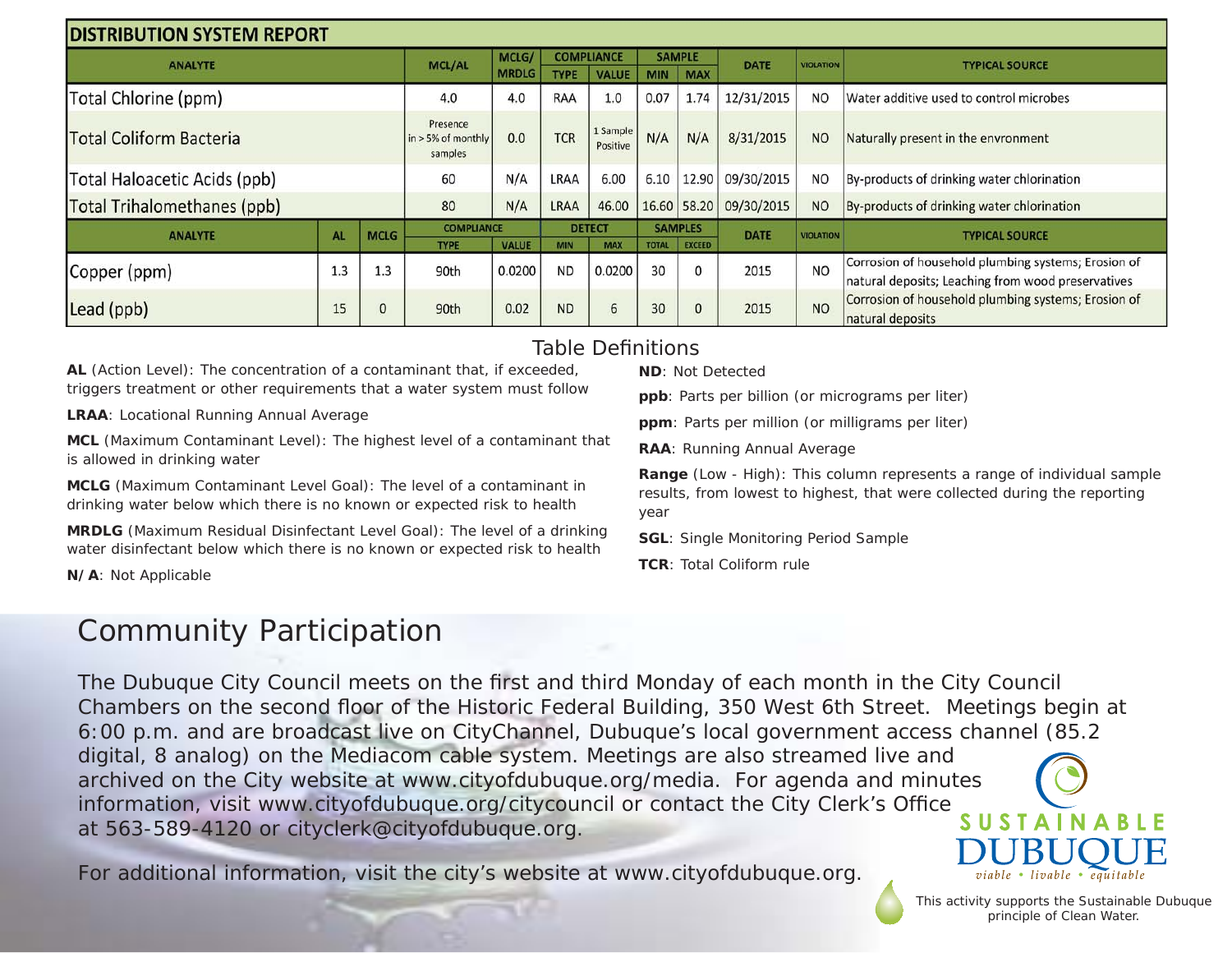## DISTRIBUTION SYSTEM REPORT

| ANALYTE | | | MCL/AL | MCLG/ MRDLG | COMPLIANCE | | SAMPLE | | DATE | VIOLATION | TYPICAL SOURCE |
|---|---|---|---|---|---|---|---|---|---|---|---|
| | | | | | TYPE | VALUE | MIN | MAX | | | |
| Total Chlorine (ppm) | | | 4.0 | 4.0 | RAA | 1.0 | 0.07 | 1.74 | 12/31/2015 | NO | Water additive used to control microbes |
| Total Coliform Bacteria | | | Presence in > 5% of monthly samples | 0.0 | TCR | 1 Sample Positive | N/A | N/A | 8/31/2015 | NO | Naturally present in the envronment |
| Total Haloacetic Acids (ppb) | | | 60 | N/A | LRAA | 6.00 | 6.10 | 12.90 | 09/30/2015 | NO | By-products of drinking water chlorination |
| Total Trihalomethanes (ppb) | | | 80 | N/A | LRAA | 46.00 | 16.60 | 58.20 | 09/30/2015 | NO | By-products of drinking water chlorination |
| ANALYTE | AL | MCLG | COMPLIANCE | | DETECT | | SAMPLES | | DATE | VIOLATION | TYPICAL SOURCE |
| | | | TYPE | VALUE | MIN | MAX | TOTAL | EXCEED | | | |
| Copper (ppm) | 1.3 | 1.3 | 90th | 0.0200 | ND | 0.0200 | 30 | 0 | 2015 | NO | Corrosion of household plumbing systems; Erosion of natural deposits; Leaching from wood preservatives |
| Lead (ppb) | 15 | 0 | 90th | 0.02 | ND | 6 | 30 | 0 | 2015 | NO | Corrosion of household plumbing systems; Erosion of natural deposits |

### Table Definitions

**AL** (Action Level): The concentration of a contaminant that, if exceeded, triggers treatment or other requirements that a water system must follow

**LRAA**: Locational Running Annual Average

**MCL** (Maximum Contaminant Level): The highest level of a contaminant that is allowed in drinking water

**MCLG** (Maximum Contaminant Level Goal): The level of a contaminant in drinking water below which there is no known or expected risk to health

**MRDLG** (Maximum Residual Disinfectant Level Goal): The level of a drinking water disinfectant below which there is no known or expected risk to health

**N/A**: Not Applicable

**ND**: Not Detected

**ppb**: Parts per billion (or micrograms per liter)

**ppm**: Parts per million (or milligrams per liter)

**RAA**: Running Annual Average

**Range** (Low - High): This column represents a range of individual sample results, from lowest to highest, that were collected during the reporting year

**SGL**: Single Monitoring Period Sample

**TCR**: Total Coliform rule

## Community Participation

The Dubuque City Council meets on the first and third Monday of each month in the City Council Chambers on the second floor of the Historic Federal Building, 350 West 6th Street. Meetings begin at 6:00 p.m. and are broadcast live on CityChannel, Dubuque's local government access channel (85.2 digital, 8 analog) on the Mediacom cable system. Meetings are also streamed live and archived on the City website at www.cityofdubuque.org/media. For agenda and minutes information, visit www.cityofdubuque.org/citycouncil or contact the City Clerk's Office at 563-589-4120 or cityclerk@cityofdubuque.org.

For additional information, visit the city's website at www.cityofdubuque.org.

SUSTAINABLE DUBUQUE
viable • livable • equitable

This activity supports the Sustainable Dubuque principle of Clean Water.